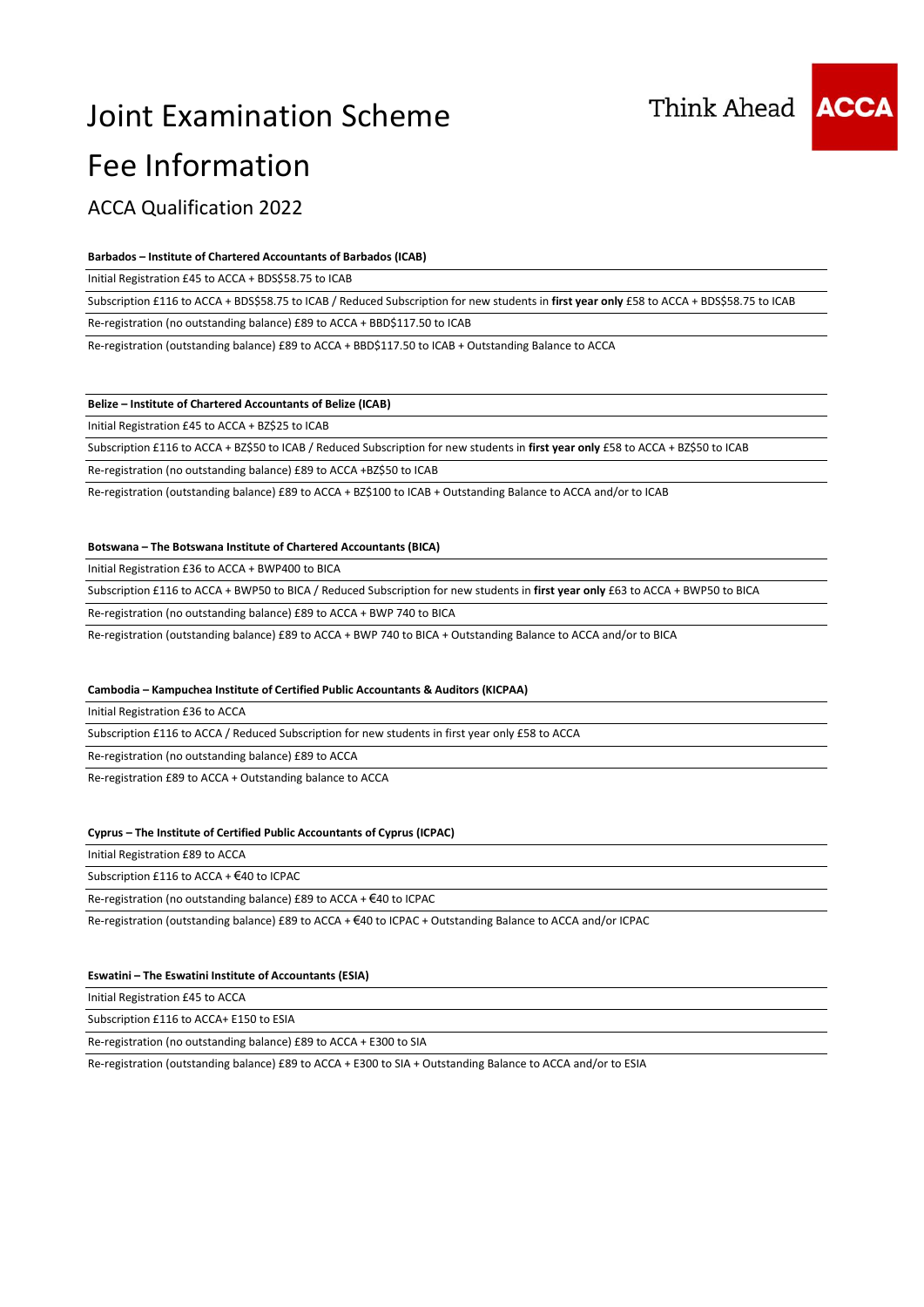# Joint Examination Scheme

# Fee Information

## ACCA Qualification 2022

**Barbados – Institute of Chartered Accountants of Barbados (ICAB)**

Initial Registration £45 to ACCA + BDS$58.75 to ICAB

Subscription £116 to ACCA + BDS$58.75 to ICAB / Reduced Subscription for new students in **first year only** £58 to ACCA + BDS$58.75 to ICAB

Re-registration (no outstanding balance) £89 to ACCA + BBD$117.50 to ICAB

Re-registration (outstanding balance) £89 to ACCA + BBD$117.50 to ICAB + Outstanding Balance to ACCA

**Belize – Institute of Chartered Accountants of Belize (ICAB)**

Initial Registration £45 to ACCA + BZ$25 to ICAB

Subscription £116 to ACCA + BZ$50 to ICAB / Reduced Subscription for new students in **first year only** £58 to ACCA + BZ$50 to ICAB

Re-registration (no outstanding balance) £89 to ACCA +BZ$50 to ICAB

Re-registration (outstanding balance) £89 to ACCA + BZ$100 to ICAB + Outstanding Balance to ACCA and/or to ICAB

**Botswana – The Botswana Institute of Chartered Accountants (BICA)**

Initial Registration £36 to ACCA + BWP400 to BICA

Subscription £116 to ACCA + BWP50 to BICA / Reduced Subscription for new students in **first year only** £63 to ACCA + BWP50 to BICA

Re-registration (no outstanding balance) £89 to ACCA + BWP 740 to BICA

Re-registration (outstanding balance) £89 to ACCA + BWP 740 to BICA + Outstanding Balance to ACCA and/or to BICA

**Cambodia – Kampuchea Institute of Certified Public Accountants & Auditors (KICPAA)**

Initial Registration £36 to ACCA

Subscription £116 to ACCA / Reduced Subscription for new students in first year only £58 to ACCA

Re-registration (no outstanding balance) £89 to ACCA

Re-registration £89 to ACCA + Outstanding balance to ACCA

**Cyprus – The Institute of Certified Public Accountants of Cyprus (ICPAC)**

Initial Registration £89 to ACCA

Subscription £116 to ACCA + €40 to ICPAC

Re-registration (no outstanding balance) £89 to ACCA + €40 to ICPAC

Re-registration (outstanding balance) £89 to ACCA + €40 to ICPAC + Outstanding Balance to ACCA and/or ICPAC

**Eswatini – The Eswatini Institute of Accountants (ESIA)**

Initial Registration £45 to ACCA

Subscription £116 to ACCA+ E150 to ESIA

Re-registration (no outstanding balance) £89 to ACCA + E300 to SIA

Re-registration (outstanding balance) £89 to ACCA + E300 to SIA + Outstanding Balance to ACCA and/or to ESIA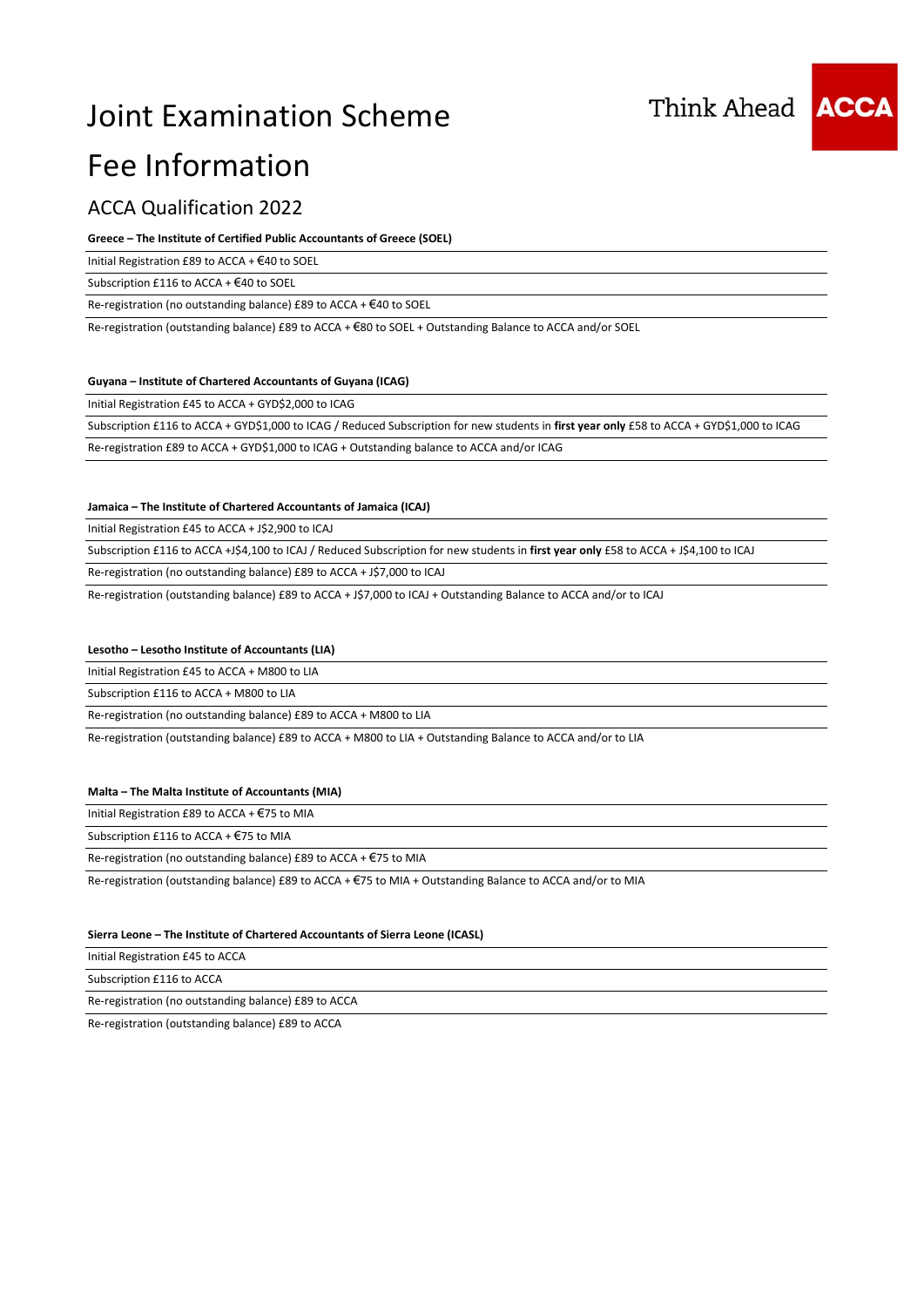# Joint Examination Scheme

# Fee Information

## ACCA Qualification 2022

**Greece – The Institute of Certified Public Accountants of Greece (SOEL)**

Initial Registration £89 to ACCA + €40 to SOEL

Subscription £116 to ACCA + €40 to SOEL

Re-registration (no outstanding balance) £89 to ACCA + €40 to SOEL

Re-registration (outstanding balance) £89 to ACCA + €80 to SOEL + Outstanding Balance to ACCA and/or SOEL

**Guyana – Institute of Chartered Accountants of Guyana (ICAG)**

Initial Registration £45 to ACCA + GYD$2,000 to ICAG

Subscription £116 to ACCA + GYD$1,000 to ICAG / Reduced Subscription for new students in **first year only** £58 to ACCA + GYD$1,000 to ICAG

Re-registration £89 to ACCA + GYD$1,000 to ICAG + Outstanding balance to ACCA and/or ICAG

**Jamaica – The Institute of Chartered Accountants of Jamaica (ICAJ)**

Initial Registration £45 to ACCA + J$2,900 to ICAJ

Subscription £116 to ACCA +J$4,100 to ICAJ / Reduced Subscription for new students in **first year only** £58 to ACCA + J$4,100 to ICAJ

Re-registration (no outstanding balance) £89 to ACCA + J$7,000 to ICAJ

Re-registration (outstanding balance) £89 to ACCA + J$7,000 to ICAJ + Outstanding Balance to ACCA and/or to ICAJ

**Lesotho – Lesotho Institute of Accountants (LIA)**

Initial Registration £45 to ACCA + M800 to LIA

Subscription £116 to ACCA + M800 to LIA

Re-registration (no outstanding balance) £89 to ACCA + M800 to LIA

Re-registration (outstanding balance) £89 to ACCA + M800 to LIA + Outstanding Balance to ACCA and/or to LIA

**Malta – The Malta Institute of Accountants (MIA)**

Initial Registration £89 to ACCA + €75 to MIA

Subscription £116 to ACCA + €75 to MIA

Re-registration (no outstanding balance) £89 to ACCA + €75 to MIA

Re-registration (outstanding balance) £89 to ACCA + €75 to MIA + Outstanding Balance to ACCA and/or to MIA

**Sierra Leone – The Institute of Chartered Accountants of Sierra Leone (ICASL)**

Initial Registration £45 to ACCA

Subscription £116 to ACCA

Re-registration (no outstanding balance) £89 to ACCA

Re-registration (outstanding balance) £89 to ACCA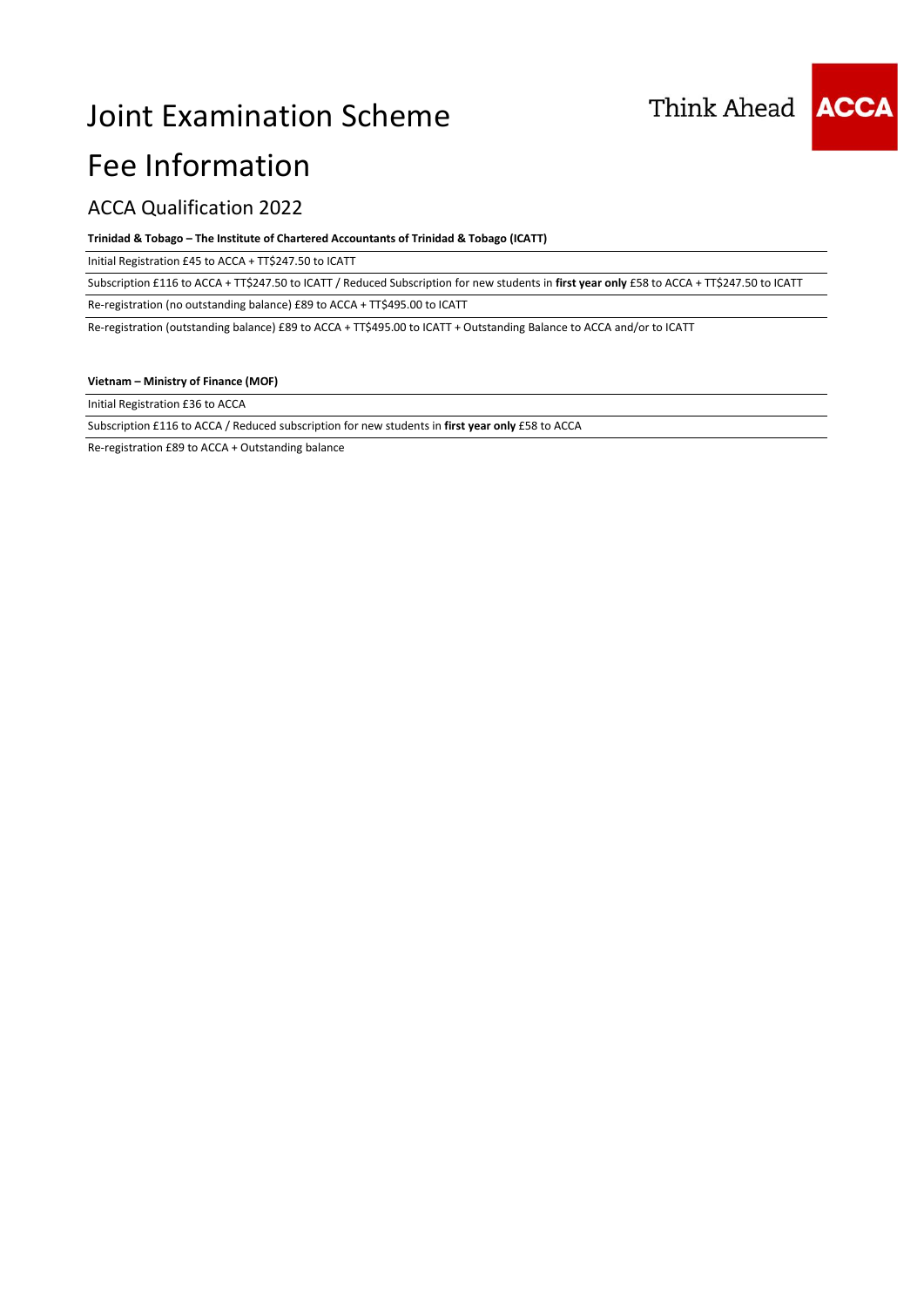# Joint Examination Scheme

# Fee Information

## ACCA Qualification 2022

**Trinidad & Tobago – The Institute of Chartered Accountants of Trinidad & Tobago (ICATT)**

| |
|---|
| Initial Registration £45 to ACCA + TT$247.50 to ICATT |
| Subscription £116 to ACCA + TT$247.50 to ICATT / Reduced Subscription for new students in **first year only** £58 to ACCA + TT$247.50 to ICATT |
| Re-registration (no outstanding balance) £89 to ACCA + TT$495.00 to ICATT |
| Re-registration (outstanding balance) £89 to ACCA + TT$495.00 to ICATT + Outstanding Balance to ACCA and/or to ICATT |

**Vietnam – Ministry of Finance (MOF)**

| |
|---|
| Initial Registration £36 to ACCA |
| Subscription £116 to ACCA / Reduced subscription for new students in **first year only** £58 to ACCA |
| Re-registration £89 to ACCA + Outstanding balance |